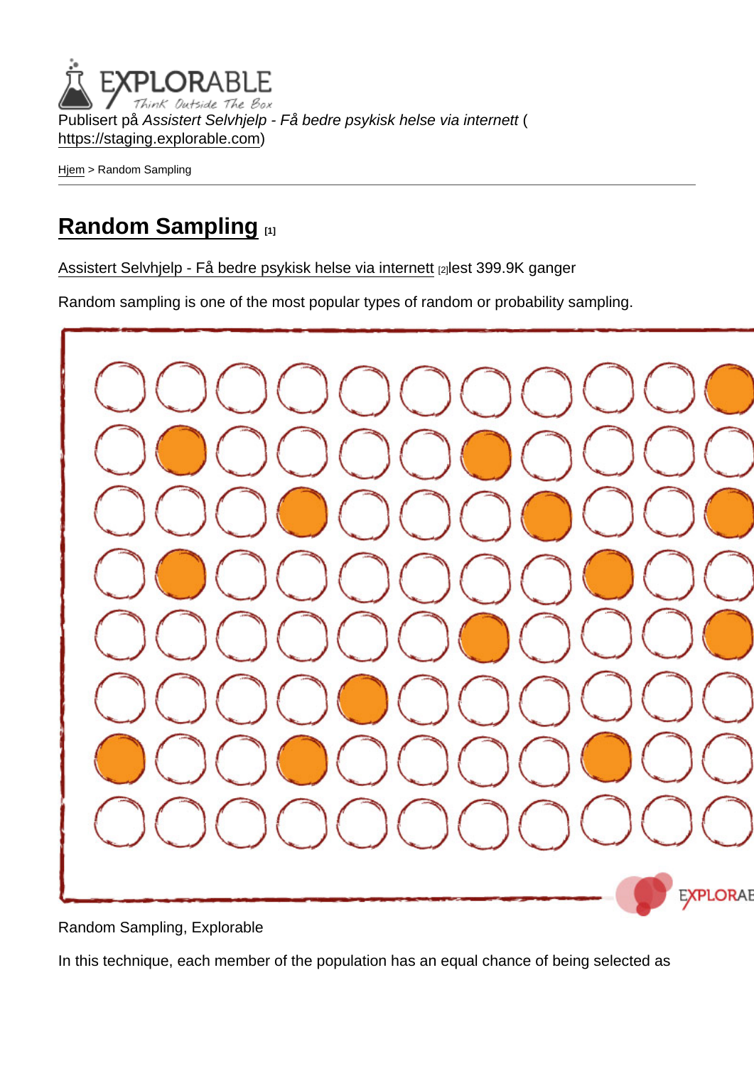Publisert på *Assistert Selvhjelp - Få bedre psykisk helse via internett* ( https://staging.explorable.com)

Hjem > Random Sampling

# Random Sampling [1]

Assistert Selvhjelp - Få bedre psykisk helse via internett [2]lest 399.9K ganger

Random sampling is one of the most popular types of random or probability sampling.

Random Sampling, Explorable

In this technique, each member of the population has an equal chance of being selected as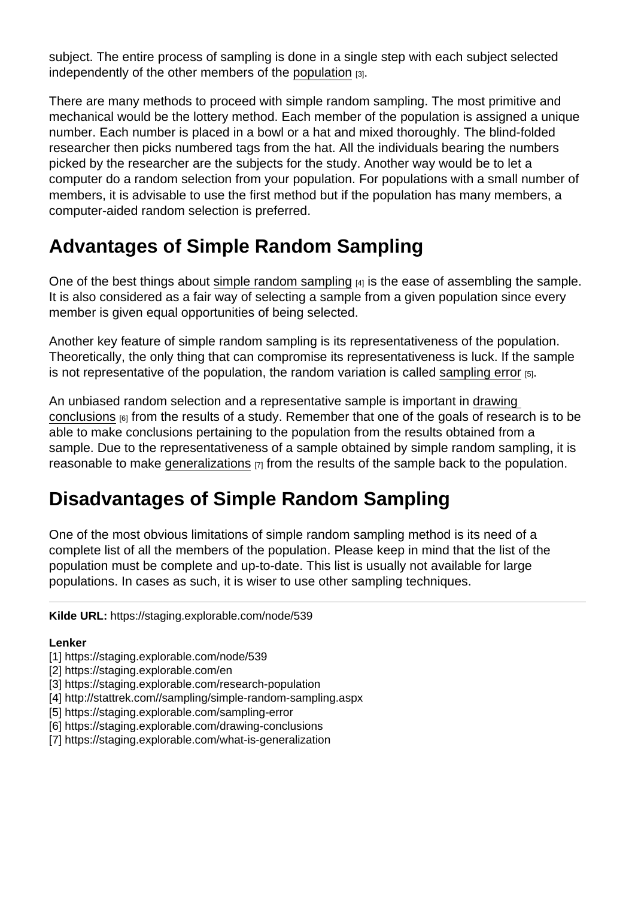subject. The entire process of sampling is done in a single step with each subject selected independently of the other members of the population [3].

There are many methods to proceed with simple random sampling. The most primitive and mechanical would be the lottery method. Each member of the population is assigned a unique number. Each number is placed in a bowl or a hat and mixed thoroughly. The blind-folded researcher then picks numbered tags from the hat. All the individuals bearing the numbers picked by the researcher are the subjects for the study. Another way would be to let a computer do a random selection from your population. For populations with a small number of members, it is advisable to use the first method but if the population has many members, a computer-aided random selection is preferred.

## Advantages of Simple Random Sampling

One of the best things about simple random sampling [4] is the ease of assembling the sample. It is also considered as a fair way of selecting a sample from a given population since every member is given equal opportunities of being selected.

Another key feature of simple random sampling is its representativeness of the population. Theoretically, the only thing that can compromise its representativeness is luck. If the sample is not representative of the population, the random variation is called sampling error [5].

An unbiased random selection and a representative sample is important in drawing conclusions [6] from the results of a study. Remember that one of the goals of research is to be able to make conclusions pertaining to the population from the results obtained from a sample. Due to the representativeness of a sample obtained by simple random sampling, it is reasonable to make generalizations [7] from the results of the sample back to the population.

## Disadvantages of Simple Random Sampling

One of the most obvious limitations of simple random sampling method is its need of a complete list of all the members of the population. Please keep in mind that the list of the population must be complete and up-to-date. This list is usually not available for large populations. In cases as such, it is wiser to use other sampling techniques.

---

**Kilde URL:** https://staging.explorable.com/node/539

**Lenker**
[1] https://staging.explorable.com/node/539
[2] https://staging.explorable.com/en
[3] https://staging.explorable.com/research-population
[4] http://stattrek.com//sampling/simple-random-sampling.aspx
[5] https://staging.explorable.com/sampling-error
[6] https://staging.explorable.com/drawing-conclusions
[7] https://staging.explorable.com/what-is-generalization